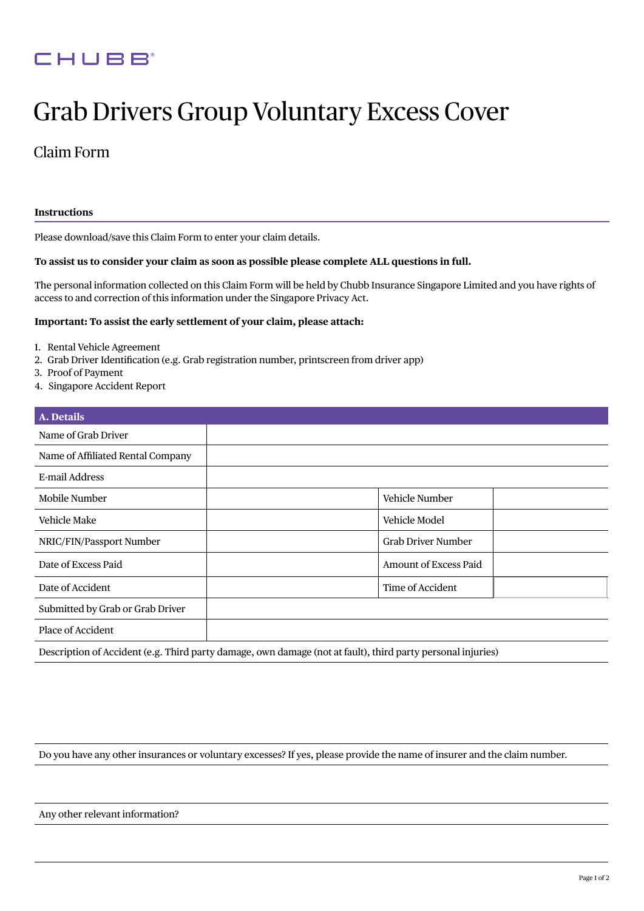CHUBB

# Grab Drivers Group Voluntary Excess Cover

## Claim Form

**Instructions**

Please download/save this Claim Form to enter your claim details.

**To assist us to consider your claim as soon as possible please complete ALL questions in full.**

The personal information collected on this Claim Form will be held by Chubb Insurance Singapore Limited and you have rights of access to and correction of this information under the Singapore Privacy Act.

**Important: To assist the early settlement of your claim, please attach:**

1. Rental Vehicle Agreement
2. Grab Driver Identification (e.g. Grab registration number, printscreen from driver app)
3. Proof of Payment
4. Singapore Accident Report

| **A. Details** | | | |
|---|---|---|---|
| Name of Grab Driver | | | |
| Name of Affiliated Rental Company | | | |
| E-mail Address | | | |
| Mobile Number | | Vehicle Number | |
| Vehicle Make | | Vehicle Model | |
| NRIC/FIN/Passport Number | | Grab Driver Number | |
| Date of Excess Paid | | Amount of Excess Paid | |
| Date of Accident | | Time of Accident | |
| Submitted by Grab or Grab Driver | | | |
| Place of Accident | | | |

Description of Accident (e.g. Third party damage, own damage (not at fault), third party personal injuries)

Do you have any other insurances or voluntary excesses? If yes, please provide the name of insurer and the claim number.

Any other relevant information?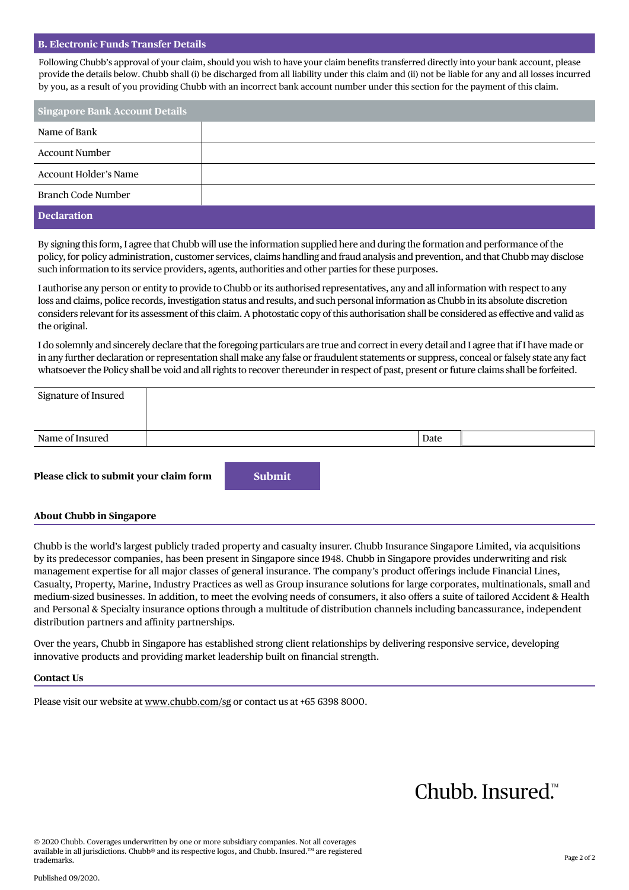## B. Electronic Funds Transfer Details

Following Chubb's approval of your claim, should you wish to have your claim benefits transferred directly into your bank account, please provide the details below. Chubb shall (i) be discharged from all liability under this claim and (ii) not be liable for any and all losses incurred by you, as a result of you providing Chubb with an incorrect bank account number under this section for the payment of this claim.

| Singapore Bank Account Details | |
|---|---|
| Name of Bank | |
| Account Number | |
| Account Holder's Name | |
| Branch Code Number | |

## Declaration

By signing this form, I agree that Chubb will use the information supplied here and during the formation and performance of the policy, for policy administration, customer services, claims handling and fraud analysis and prevention, and that Chubb may disclose such information to its service providers, agents, authorities and other parties for these purposes.

I authorise any person or entity to provide to Chubb or its authorised representatives, any and all information with respect to any loss and claims, police records, investigation status and results, and such personal information as Chubb in its absolute discretion considers relevant for its assessment of this claim. A photostatic copy of this authorisation shall be considered as effective and valid as the original.

I do solemnly and sincerely declare that the foregoing particulars are true and correct in every detail and I agree that if I have made or in any further declaration or representation shall make any false or fraudulent statements or suppress, conceal or falsely state any fact whatsoever the Policy shall be void and all rights to recover thereunder in respect of past, present or future claims shall be forfeited.

| | | | |
|---|---|---|---|
| Signature of Insured | | | |
| Name of Insured | | Date | |

**Please click to submit your claim form** Submit

**About Chubb in Singapore**

Chubb is the world's largest publicly traded property and casualty insurer. Chubb Insurance Singapore Limited, via acquisitions by its predecessor companies, has been present in Singapore since 1948. Chubb in Singapore provides underwriting and risk management expertise for all major classes of general insurance. The company's product offerings include Financial Lines, Casualty, Property, Marine, Industry Practices as well as Group insurance solutions for large corporates, multinationals, small and medium-sized businesses. In addition, to meet the evolving needs of consumers, it also offers a suite of tailored Accident & Health and Personal & Specialty insurance options through a multitude of distribution channels including bancassurance, independent distribution partners and affinity partnerships.

Over the years, Chubb in Singapore has established strong client relationships by delivering responsive service, developing innovative products and providing market leadership built on financial strength.

**Contact Us**

Please visit our website at www.chubb.com/sg or contact us at +65 6398 8000.

Chubb. Insured.™

© 2020 Chubb. Coverages underwritten by one or more subsidiary companies. Not all coverages available in all jurisdictions. Chubb® and its respective logos, and Chubb. Insured.™ are registered trademarks.

Published 09/2020.